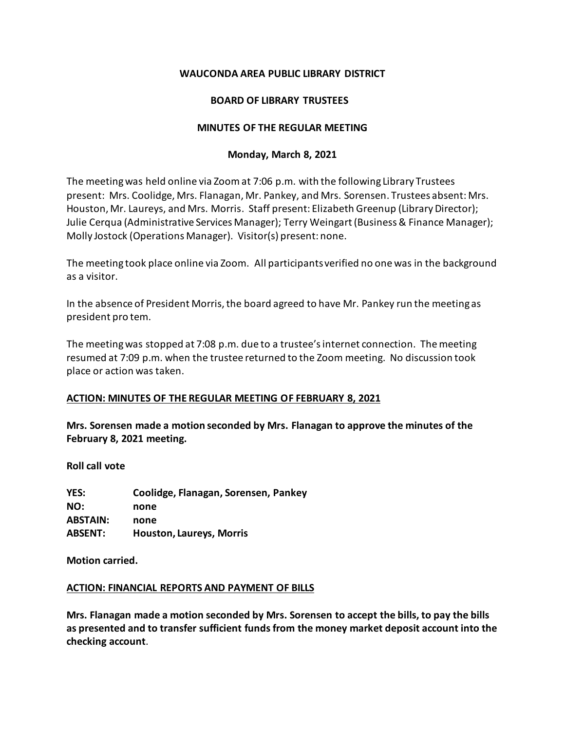**WAUCONDA AREA PUBLIC LIBRARY DISTRICT**

**BOARD OF LIBRARY TRUSTEES**

**MINUTES OF THE REGULAR MEETING**

**Monday, March 8, 2021**

The meeting was held online via Zoom at 7:06 p.m. with the following Library Trustees present: Mrs. Coolidge, Mrs. Flanagan, Mr. Pankey, and Mrs. Sorensen. Trustees absent: Mrs. Houston, Mr. Laureys, and Mrs. Morris. Staff present: Elizabeth Greenup (Library Director); Julie Cerqua (Administrative Services Manager); Terry Weingart (Business & Finance Manager); Molly Jostock (Operations Manager). Visitor(s) present: none.

The meeting took place online via Zoom. All participants verified no one was in the background as a visitor.

In the absence of President Morris, the board agreed to have Mr. Pankey run the meeting as president pro tem.

The meeting was stopped at 7:08 p.m. due to a trustee's internet connection. The meeting resumed at 7:09 p.m. when the trustee returned to the Zoom meeting. No discussion took place or action was taken.

**ACTION: MINUTES OF THE REGULAR MEETING OF FEBRUARY 8, 2021**

**Mrs. Sorensen made a motion seconded by Mrs. Flanagan to approve the minutes of the February 8, 2021 meeting.**

**Roll call vote**

**YES:** **Coolidge, Flanagan, Sorensen, Pankey**
**NO:** **none**
**ABSTAIN:** **none**
**ABSENT:** **Houston, Laureys, Morris**

**Motion carried.**

**ACTION: FINANCIAL REPORTS AND PAYMENT OF BILLS**

**Mrs. Flanagan made a motion seconded by Mrs. Sorensen to accept the bills, to pay the bills as presented and to transfer sufficient funds from the money market deposit account into the checking account**.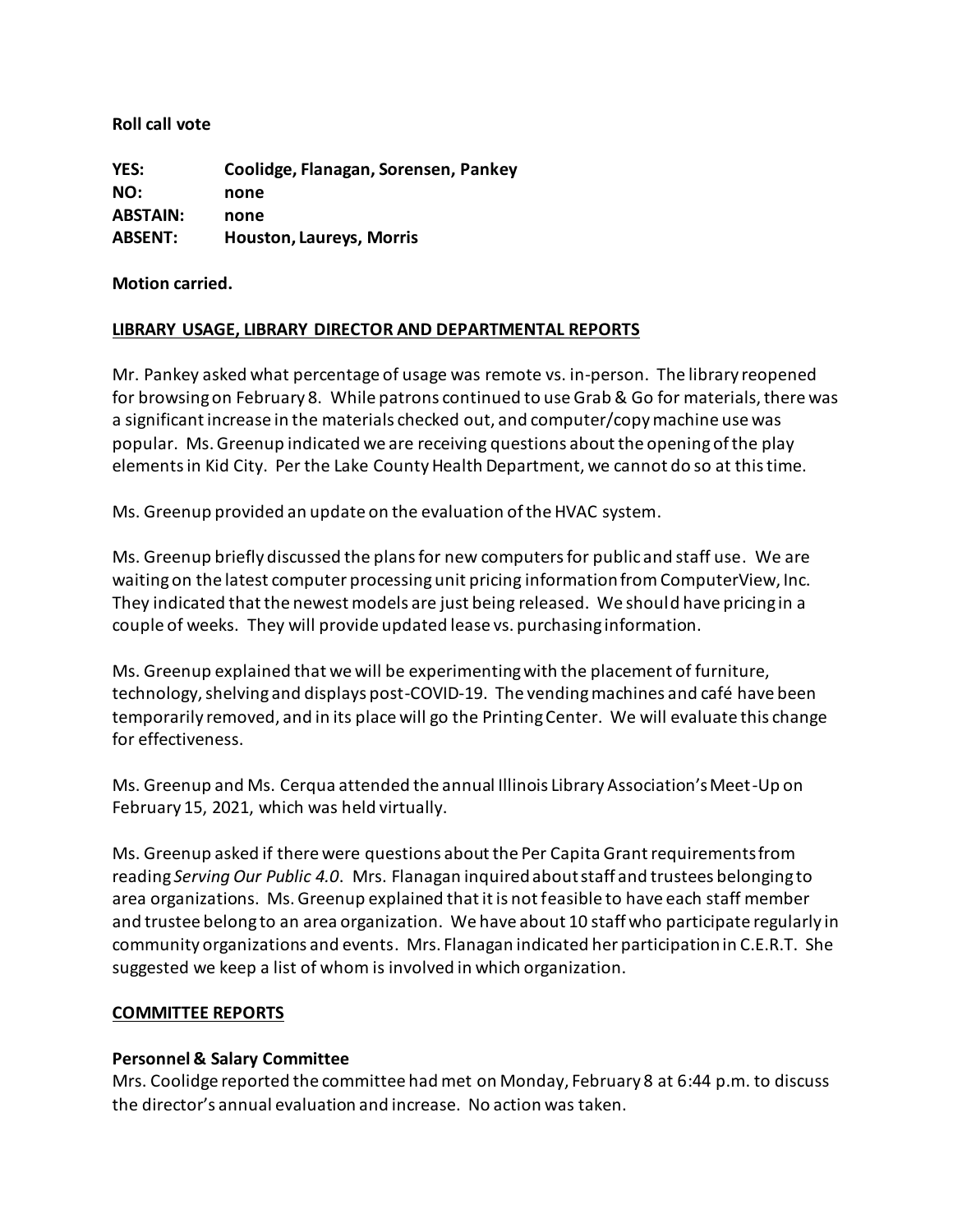**Roll call vote**

**YES:** Coolidge, Flanagan, Sorensen, Pankey
**NO:** none
**ABSTAIN:** none
**ABSENT:** Houston, Laureys, Morris

**Motion carried.**

**LIBRARY USAGE, LIBRARY DIRECTOR AND DEPARTMENTAL REPORTS**

Mr. Pankey asked what percentage of usage was remote vs. in-person. The library reopened for browsing on February 8. While patrons continued to use Grab & Go for materials, there was a significant increase in the materials checked out, and computer/copy machine use was popular. Ms. Greenup indicated we are receiving questions about the opening of the play elements in Kid City. Per the Lake County Health Department, we cannot do so at this time.

Ms. Greenup provided an update on the evaluation of the HVAC system.

Ms. Greenup briefly discussed the plans for new computers for public and staff use. We are waiting on the latest computer processing unit pricing information from ComputerView, Inc. They indicated that the newest models are just being released. We should have pricing in a couple of weeks. They will provide updated lease vs. purchasing information.

Ms. Greenup explained that we will be experimenting with the placement of furniture, technology, shelving and displays post-COVID-19. The vending machines and café have been temporarily removed, and in its place will go the Printing Center. We will evaluate this change for effectiveness.

Ms. Greenup and Ms. Cerqua attended the annual Illinois Library Association's Meet-Up on February 15, 2021, which was held virtually.

Ms. Greenup asked if there were questions about the Per Capita Grant requirements from reading *Serving Our Public 4.0*. Mrs. Flanagan inquired about staff and trustees belonging to area organizations. Ms. Greenup explained that it is not feasible to have each staff member and trustee belong to an area organization. We have about 10 staff who participate regularly in community organizations and events. Mrs. Flanagan indicated her participation in C.E.R.T. She suggested we keep a list of whom is involved in which organization.

**COMMITTEE REPORTS**

**Personnel & Salary Committee**
Mrs. Coolidge reported the committee had met on Monday, February 8 at 6:44 p.m. to discuss the director's annual evaluation and increase. No action was taken.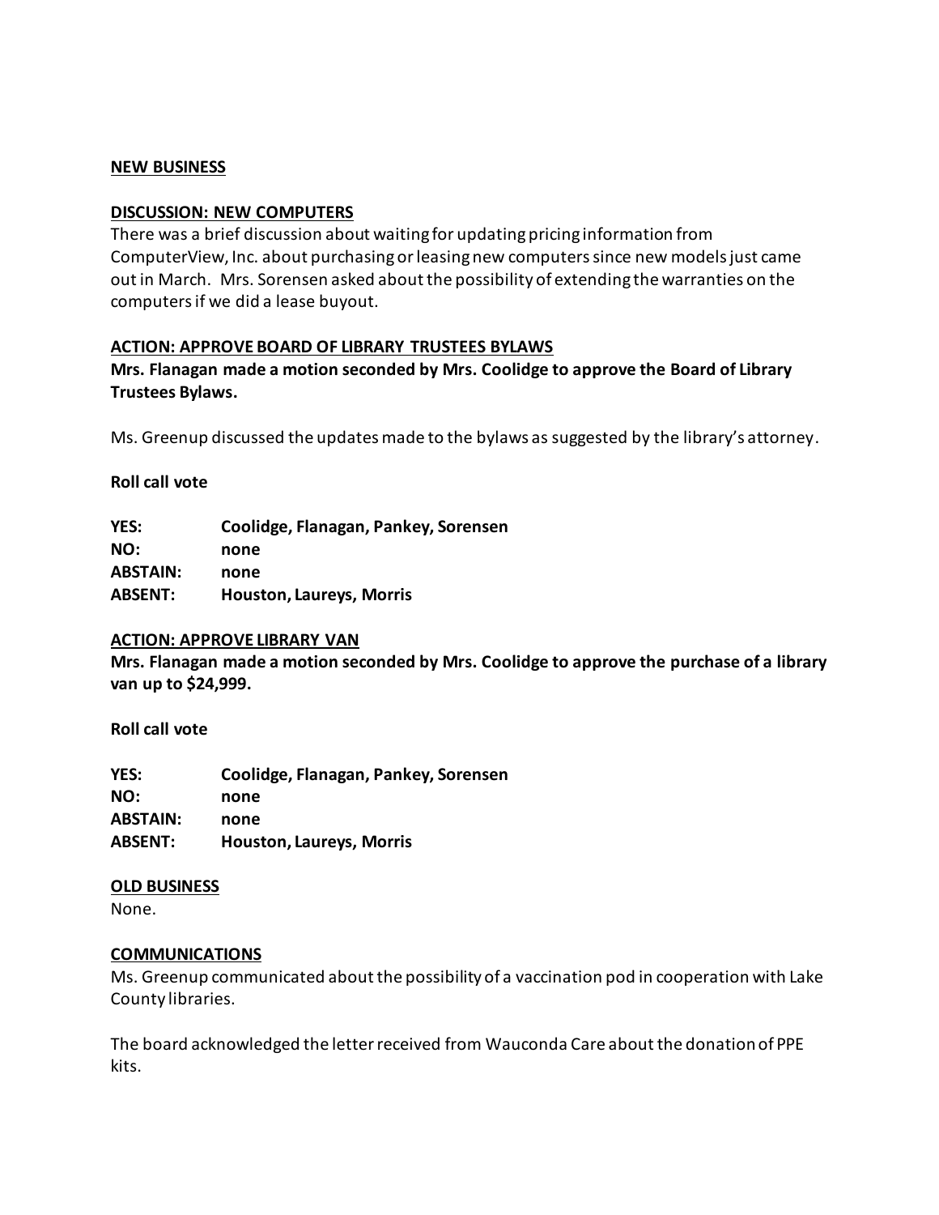**NEW BUSINESS**

**DISCUSSION: NEW COMPUTERS**

There was a brief discussion about waiting for updating pricing information from ComputerView, Inc. about purchasing or leasing new computers since new models just came out in March. Mrs. Sorensen asked about the possibility of extending the warranties on the computers if we did a lease buyout.

**ACTION: APPROVE BOARD OF LIBRARY TRUSTEES BYLAWS**

**Mrs. Flanagan made a motion seconded by Mrs. Coolidge to approve the Board of Library Trustees Bylaws.**

Ms. Greenup discussed the updates made to the bylaws as suggested by the library's attorney.

**Roll call vote**

| | |
|---|---|
| **YES:** | **Coolidge, Flanagan, Pankey, Sorensen** |
| **NO:** | **none** |
| **ABSTAIN:** | **none** |
| **ABSENT:** | **Houston, Laureys, Morris** |

**ACTION: APPROVE LIBRARY VAN**

**Mrs. Flanagan made a motion seconded by Mrs. Coolidge to approve the purchase of a library van up to $24,999.**

**Roll call vote**

| | |
|---|---|
| **YES:** | **Coolidge, Flanagan, Pankey, Sorensen** |
| **NO:** | **none** |
| **ABSTAIN:** | **none** |
| **ABSENT:** | **Houston, Laureys, Morris** |

**OLD BUSINESS**

None.

**COMMUNICATIONS**

Ms. Greenup communicated about the possibility of a vaccination pod in cooperation with Lake County libraries.

The board acknowledged the letter received from Wauconda Care about the donation of PPE kits.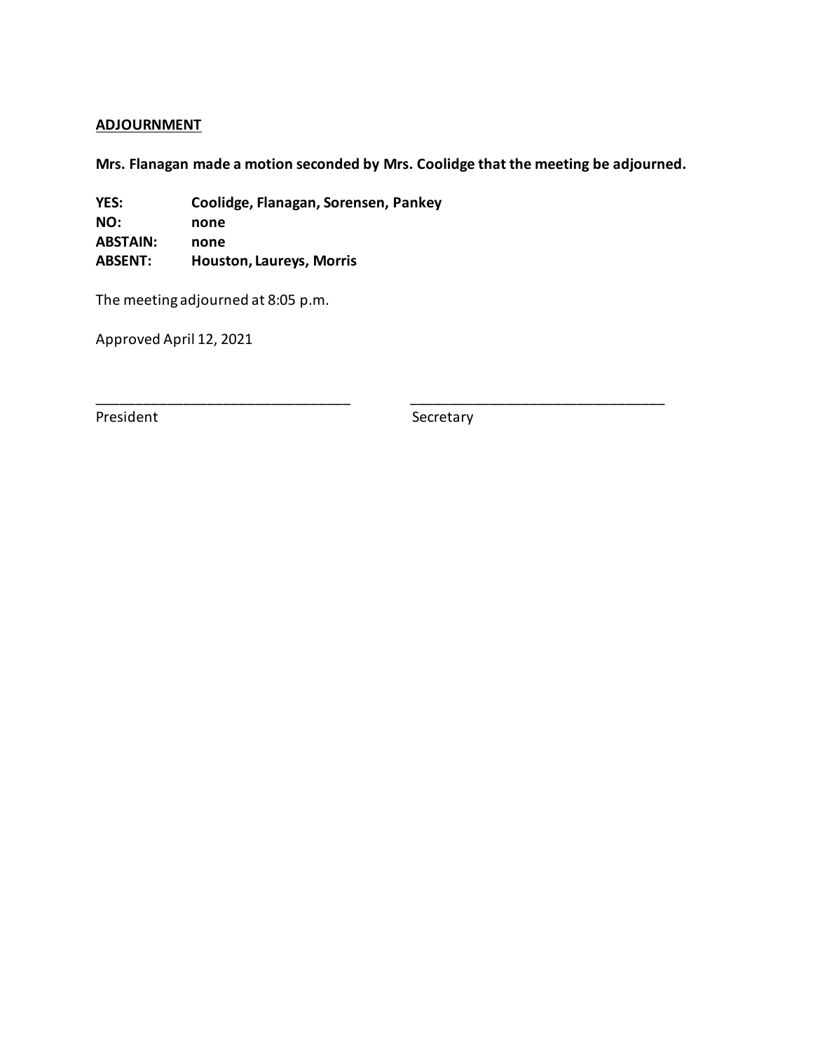**ADJOURNMENT**

**Mrs. Flanagan made a motion seconded by Mrs. Coolidge that the meeting be adjourned.**

| | |
|---|---|
| **YES:** | **Coolidge, Flanagan, Sorensen, Pankey** |
| **NO:** | **none** |
| **ABSTAIN:** | **none** |
| **ABSENT:** | **Houston, Laureys, Morris** |

The meeting adjourned at 8:05 p.m.

Approved April 12, 2021

_________________________________ _________________________________

President Secretary